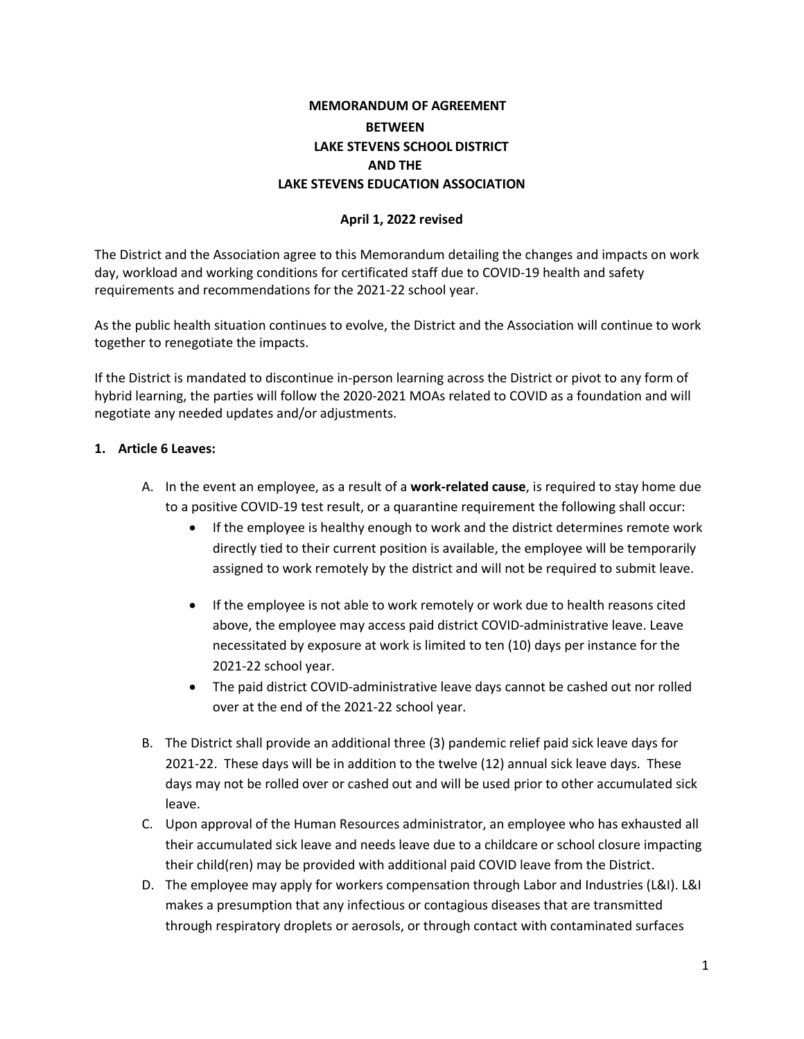# MEMORANDUM OF AGREEMENT
## BETWEEN
## LAKE STEVENS SCHOOL DISTRICT
## AND THE
## LAKE STEVENS EDUCATION ASSOCIATION

**April 1, 2022 revised**

The District and the Association agree to this Memorandum detailing the changes and impacts on work day, workload and working conditions for certificated staff due to COVID-19 health and safety requirements and recommendations for the 2021-22 school year.

As the public health situation continues to evolve, the District and the Association will continue to work together to renegotiate the impacts.

If the District is mandated to discontinue in-person learning across the District or pivot to any form of hybrid learning, the parties will follow the 2020-2021 MOAs related to COVID as a foundation and will negotiate any needed updates and/or adjustments.

**1. Article 6 Leaves:**

A. In the event an employee, as a result of a **work-related cause**, is required to stay home due to a positive COVID-19 test result, or a quarantine requirement the following shall occur:
   - If the employee is healthy enough to work and the district determines remote work directly tied to their current position is available, the employee will be temporarily assigned to work remotely by the district and will not be required to submit leave.
   - If the employee is not able to work remotely or work due to health reasons cited above, the employee may access paid district COVID-administrative leave. Leave necessitated by exposure at work is limited to ten (10) days per instance for the 2021-22 school year.
   - The paid district COVID-administrative leave days cannot be cashed out nor rolled over at the end of the 2021-22 school year.

B. The District shall provide an additional three (3) pandemic relief paid sick leave days for 2021-22. These days will be in addition to the twelve (12) annual sick leave days. These days may not be rolled over or cashed out and will be used prior to other accumulated sick leave.

C. Upon approval of the Human Resources administrator, an employee who has exhausted all their accumulated sick leave and needs leave due to a childcare or school closure impacting their child(ren) may be provided with additional paid COVID leave from the District.

D. The employee may apply for workers compensation through Labor and Industries (L&I). L&I makes a presumption that any infectious or contagious diseases that are transmitted through respiratory droplets or aerosols, or through contact with contaminated surfaces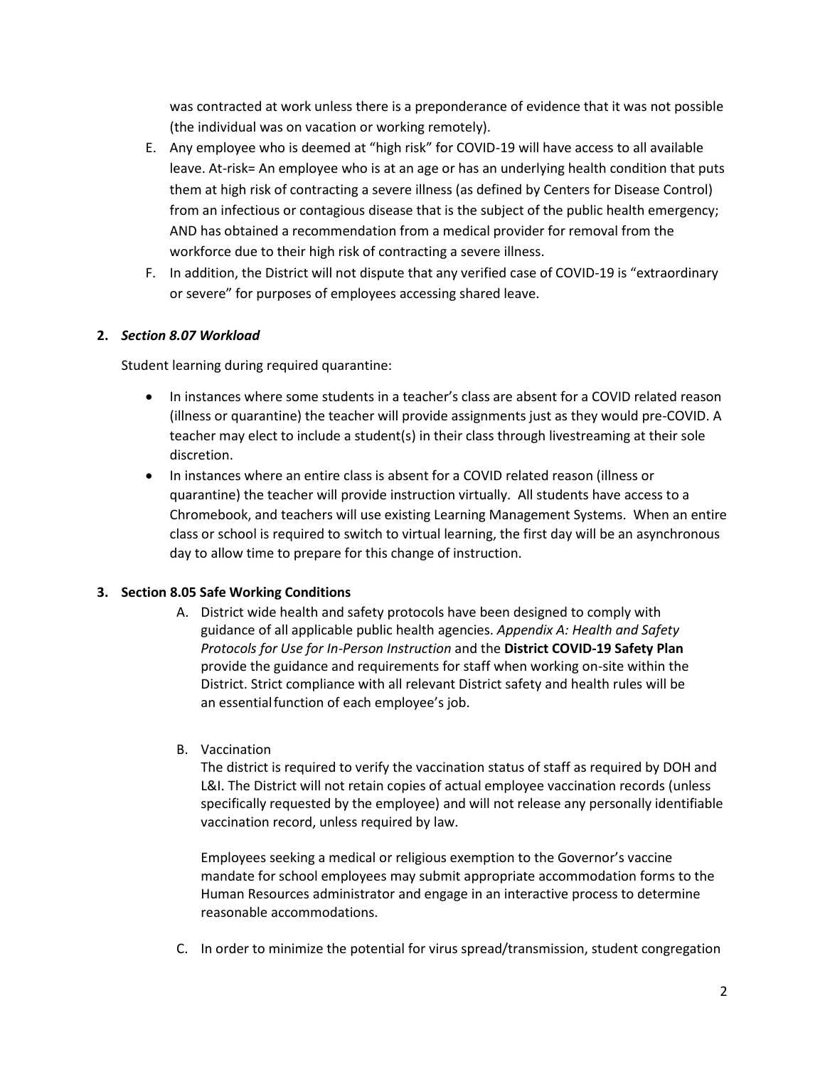was contracted at work unless there is a preponderance of evidence that it was not possible (the individual was on vacation or working remotely).

E. Any employee who is deemed at "high risk" for COVID-19 will have access to all available leave. At-risk= An employee who is at an age or has an underlying health condition that puts them at high risk of contracting a severe illness (as defined by Centers for Disease Control) from an infectious or contagious disease that is the subject of the public health emergency; AND has obtained a recommendation from a medical provider for removal from the workforce due to their high risk of contracting a severe illness.

F. In addition, the District will not dispute that any verified case of COVID-19 is "extraordinary or severe" for purposes of employees accessing shared leave.

**2.** ***Section 8.07 Workload***

Student learning during required quarantine:

- In instances where some students in a teacher's class are absent for a COVID related reason (illness or quarantine) the teacher will provide assignments just as they would pre-COVID. A teacher may elect to include a student(s) in their class through livestreaming at their sole discretion.
- In instances where an entire class is absent for a COVID related reason (illness or quarantine) the teacher will provide instruction virtually. All students have access to a Chromebook, and teachers will use existing Learning Management Systems. When an entire class or school is required to switch to virtual learning, the first day will be an asynchronous day to allow time to prepare for this change of instruction.

**3. Section 8.05 Safe Working Conditions**

A. District wide health and safety protocols have been designed to comply with guidance of all applicable public health agencies. *Appendix A: Health and Safety Protocols for Use for In-Person Instruction* and the **District COVID-19 Safety Plan** provide the guidance and requirements for staff when working on-site within the District. Strict compliance with all relevant District safety and health rules will be an essential function of each employee's job.

B. Vaccination

The district is required to verify the vaccination status of staff as required by DOH and L&I. The District will not retain copies of actual employee vaccination records (unless specifically requested by the employee) and will not release any personally identifiable vaccination record, unless required by law.

Employees seeking a medical or religious exemption to the Governor's vaccine mandate for school employees may submit appropriate accommodation forms to the Human Resources administrator and engage in an interactive process to determine reasonable accommodations.

C. In order to minimize the potential for virus spread/transmission, student congregation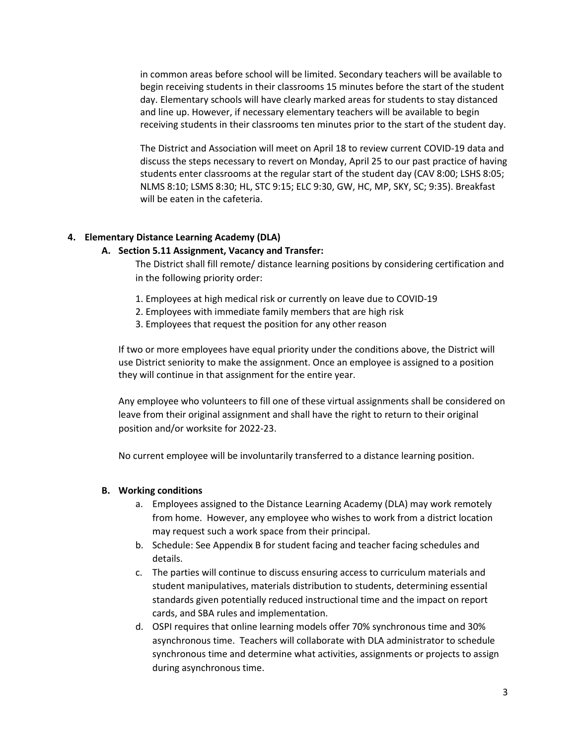in common areas before school will be limited. Secondary teachers will be available to begin receiving students in their classrooms 15 minutes before the start of the student day. Elementary schools will have clearly marked areas for students to stay distanced and line up. However, if necessary elementary teachers will be available to begin receiving students in their classrooms ten minutes prior to the start of the student day.

The District and Association will meet on April 18 to review current COVID-19 data and discuss the steps necessary to revert on Monday, April 25 to our past practice of having students enter classrooms at the regular start of the student day (CAV 8:00; LSHS 8:05; NLMS 8:10; LSMS 8:30; HL, STC 9:15; ELC 9:30, GW, HC, MP, SKY, SC; 9:35). Breakfast will be eaten in the cafeteria.

**4. Elementary Distance Learning Academy (DLA)**

**A. Section 5.11 Assignment, Vacancy and Transfer:**

The District shall fill remote/ distance learning positions by considering certification and in the following priority order:

1. Employees at high medical risk or currently on leave due to COVID-19
2. Employees with immediate family members that are high risk
3. Employees that request the position for any other reason

If two or more employees have equal priority under the conditions above, the District will use District seniority to make the assignment. Once an employee is assigned to a position they will continue in that assignment for the entire year.

Any employee who volunteers to fill one of these virtual assignments shall be considered on leave from their original assignment and shall have the right to return to their original position and/or worksite for 2022-23.

No current employee will be involuntarily transferred to a distance learning position.

**B. Working conditions**

a. Employees assigned to the Distance Learning Academy (DLA) may work remotely from home. However, any employee who wishes to work from a district location may request such a work space from their principal.

b. Schedule: See Appendix B for student facing and teacher facing schedules and details.

c. The parties will continue to discuss ensuring access to curriculum materials and student manipulatives, materials distribution to students, determining essential standards given potentially reduced instructional time and the impact on report cards, and SBA rules and implementation.

d. OSPI requires that online learning models offer 70% synchronous time and 30% asynchronous time. Teachers will collaborate with DLA administrator to schedule synchronous time and determine what activities, assignments or projects to assign during asynchronous time.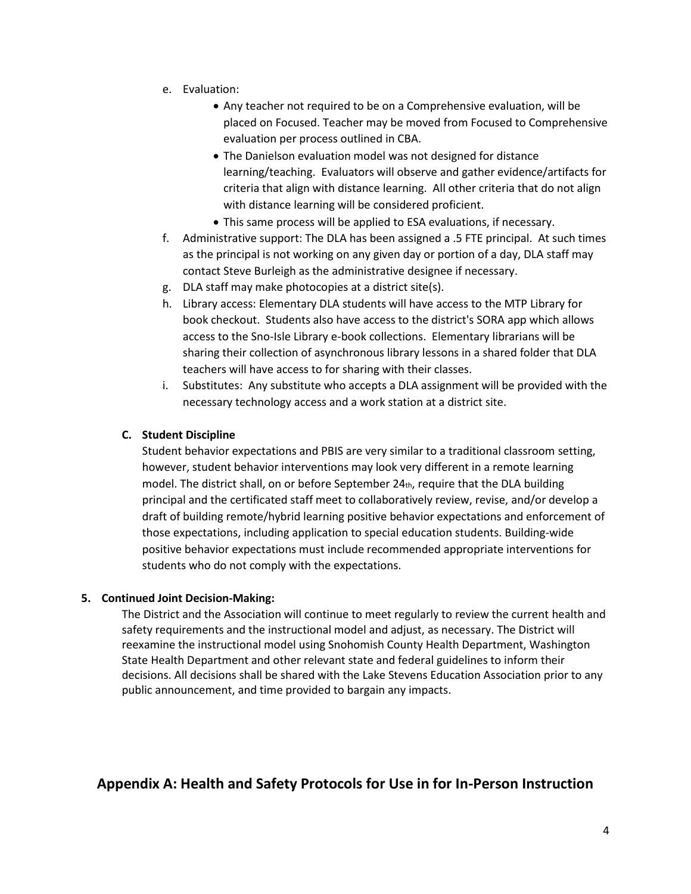e. Evaluation:
    - Any teacher not required to be on a Comprehensive evaluation, will be placed on Focused. Teacher may be moved from Focused to Comprehensive evaluation per process outlined in CBA.
    - The Danielson evaluation model was not designed for distance learning/teaching. Evaluators will observe and gather evidence/artifacts for criteria that align with distance learning. All other criteria that do not align with distance learning will be considered proficient.
    - This same process will be applied to ESA evaluations, if necessary.

f. Administrative support: The DLA has been assigned a .5 FTE principal. At such times as the principal is not working on any given day or portion of a day, DLA staff may contact Steve Burleigh as the administrative designee if necessary.

g. DLA staff may make photocopies at a district site(s).

h. Library access: Elementary DLA students will have access to the MTP Library for book checkout. Students also have access to the district's SORA app which allows access to the Sno-Isle Library e-book collections. Elementary librarians will be sharing their collection of asynchronous library lessons in a shared folder that DLA teachers will have access to for sharing with their classes.

i. Substitutes: Any substitute who accepts a DLA assignment will be provided with the necessary technology access and a work station at a district site.

**C. Student Discipline**

Student behavior expectations and PBIS are very similar to a traditional classroom setting, however, student behavior interventions may look very different in a remote learning model. The district shall, on or before September 24th, require that the DLA building principal and the certificated staff meet to collaboratively review, revise, and/or develop a draft of building remote/hybrid learning positive behavior expectations and enforcement of those expectations, including application to special education students. Building-wide positive behavior expectations must include recommended appropriate interventions for students who do not comply with the expectations.

**5. Continued Joint Decision-Making:**

The District and the Association will continue to meet regularly to review the current health and safety requirements and the instructional model and adjust, as necessary. The District will reexamine the instructional model using Snohomish County Health Department, Washington State Health Department and other relevant state and federal guidelines to inform their decisions. All decisions shall be shared with the Lake Stevens Education Association prior to any public announcement, and time provided to bargain any impacts.

## Appendix A: Health and Safety Protocols for Use in for In-Person Instruction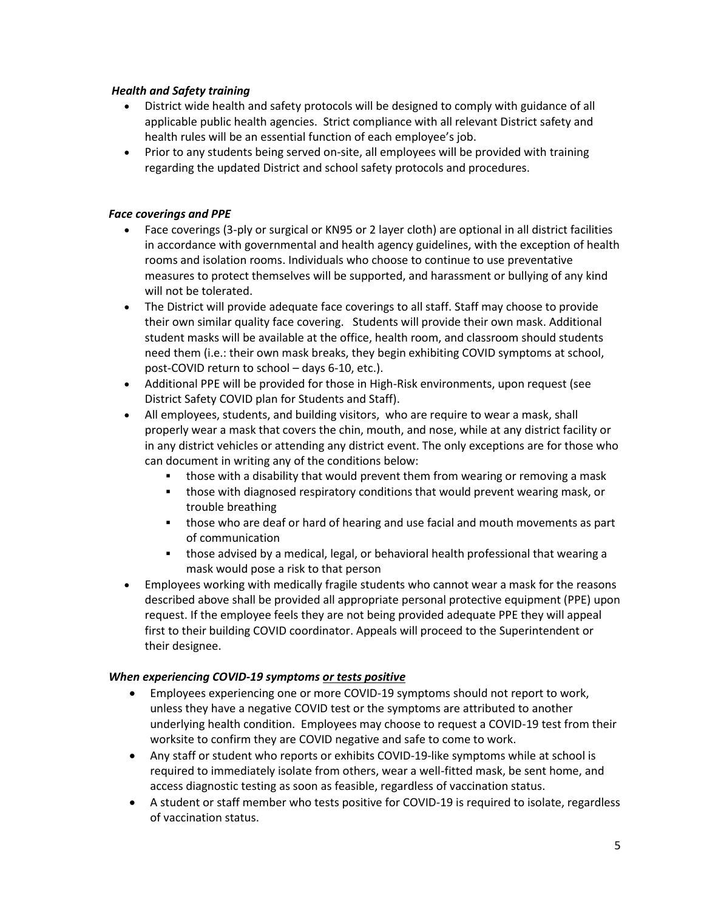### *Health and Safety training*

- District wide health and safety protocols will be designed to comply with guidance of all applicable public health agencies. Strict compliance with all relevant District safety and health rules will be an essential function of each employee's job.
- Prior to any students being served on-site, all employees will be provided with training regarding the updated District and school safety protocols and procedures.

### *Face coverings and PPE*

- Face coverings (3-ply or surgical or KN95 or 2 layer cloth) are optional in all district facilities in accordance with governmental and health agency guidelines, with the exception of health rooms and isolation rooms. Individuals who choose to continue to use preventative measures to protect themselves will be supported, and harassment or bullying of any kind will not be tolerated.
- The District will provide adequate face coverings to all staff. Staff may choose to provide their own similar quality face covering. Students will provide their own mask. Additional student masks will be available at the office, health room, and classroom should students need them (i.e.: their own mask breaks, they begin exhibiting COVID symptoms at school, post-COVID return to school – days 6-10, etc.).
- Additional PPE will be provided for those in High-Risk environments, upon request (see District Safety COVID plan for Students and Staff).
- All employees, students, and building visitors, who are require to wear a mask, shall properly wear a mask that covers the chin, mouth, and nose, while at any district facility or in any district vehicles or attending any district event. The only exceptions are for those who can document in writing any of the conditions below:
  - those with a disability that would prevent them from wearing or removing a mask
  - those with diagnosed respiratory conditions that would prevent wearing mask, or trouble breathing
  - those who are deaf or hard of hearing and use facial and mouth movements as part of communication
  - those advised by a medical, legal, or behavioral health professional that wearing a mask would pose a risk to that person
- Employees working with medically fragile students who cannot wear a mask for the reasons described above shall be provided all appropriate personal protective equipment (PPE) upon request. If the employee feels they are not being provided adequate PPE they will appeal first to their building COVID coordinator. Appeals will proceed to the Superintendent or their designee.

### *When experiencing COVID-19 symptoms or tests positive*

- Employees experiencing one or more COVID-19 symptoms should not report to work, unless they have a negative COVID test or the symptoms are attributed to another underlying health condition. Employees may choose to request a COVID-19 test from their worksite to confirm they are COVID negative and safe to come to work.
- Any staff or student who reports or exhibits COVID-19-like symptoms while at school is required to immediately isolate from others, wear a well-fitted mask, be sent home, and access diagnostic testing as soon as feasible, regardless of vaccination status.
- A student or staff member who tests positive for COVID-19 is required to isolate, regardless of vaccination status.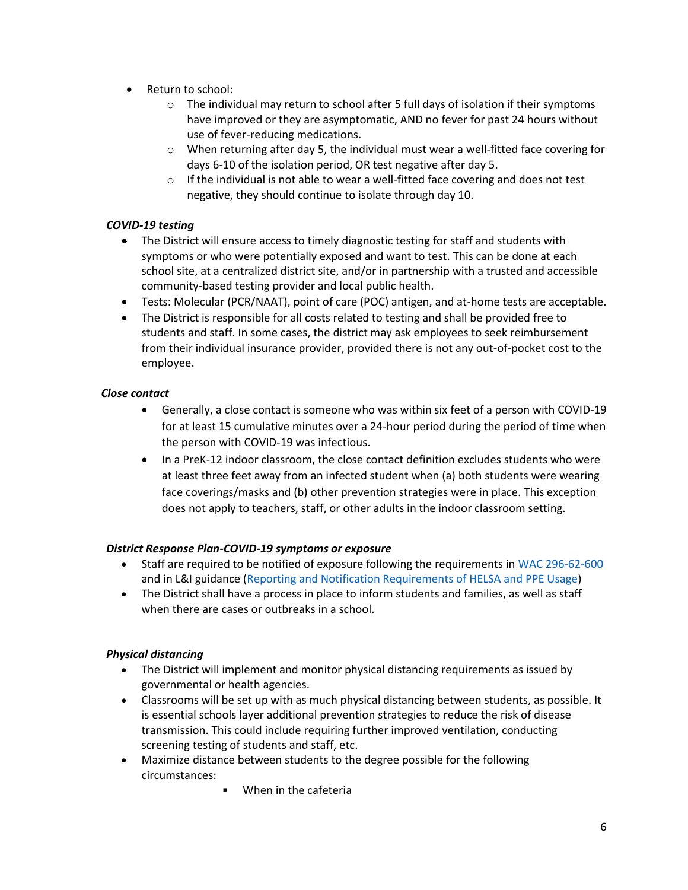- Return to school:
  - The individual may return to school after 5 full days of isolation if their symptoms have improved or they are asymptomatic, AND no fever for past 24 hours without use of fever-reducing medications.
  - When returning after day 5, the individual must wear a well-fitted face covering for days 6-10 of the isolation period, OR test negative after day 5.
  - If the individual is not able to wear a well-fitted face covering and does not test negative, they should continue to isolate through day 10.

***COVID-19 testing***

- The District will ensure access to timely diagnostic testing for staff and students with symptoms or who were potentially exposed and want to test. This can be done at each school site, at a centralized district site, and/or in partnership with a trusted and accessible community-based testing provider and local public health.
- Tests: Molecular (PCR/NAAT), point of care (POC) antigen, and at-home tests are acceptable.
- The District is responsible for all costs related to testing and shall be provided free to students and staff. In some cases, the district may ask employees to seek reimbursement from their individual insurance provider, provided there is not any out-of-pocket cost to the employee.

***Close contact***

- Generally, a close contact is someone who was within six feet of a person with COVID-19 for at least 15 cumulative minutes over a 24-hour period during the period of time when the person with COVID-19 was infectious.
- In a PreK-12 indoor classroom, the close contact definition excludes students who were at least three feet away from an infected student when (a) both students were wearing face coverings/masks and (b) other prevention strategies were in place. This exception does not apply to teachers, staff, or other adults in the indoor classroom setting.

***District Response Plan-COVID-19 symptoms or exposure***

- Staff are required to be notified of exposure following the requirements in WAC 296-62-600 and in L&I guidance (Reporting and Notification Requirements of HELSA and PPE Usage)
- The District shall have a process in place to inform students and families, as well as staff when there are cases or outbreaks in a school.

***Physical distancing***

- The District will implement and monitor physical distancing requirements as issued by governmental or health agencies.
- Classrooms will be set up with as much physical distancing between students, as possible. It is essential schools layer additional prevention strategies to reduce the risk of disease transmission. This could include requiring further improved ventilation, conducting screening testing of students and staff, etc.
- Maximize distance between students to the degree possible for the following circumstances:
  - When in the cafeteria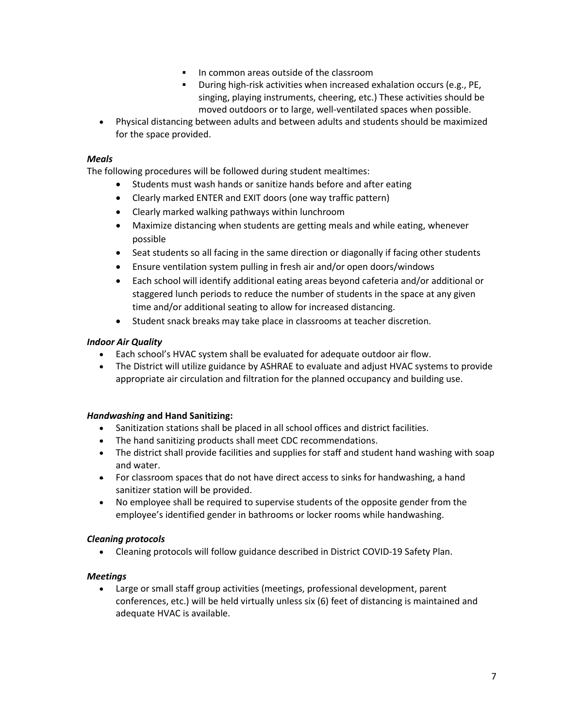- In common areas outside of the classroom
    - During high-risk activities when increased exhalation occurs (e.g., PE, singing, playing instruments, cheering, etc.) These activities should be moved outdoors or to large, well-ventilated spaces when possible.
- Physical distancing between adults and between adults and students should be maximized for the space provided.

***Meals***

The following procedures will be followed during student mealtimes:

- Students must wash hands or sanitize hands before and after eating
- Clearly marked ENTER and EXIT doors (one way traffic pattern)
- Clearly marked walking pathways within lunchroom
- Maximize distancing when students are getting meals and while eating, whenever possible
- Seat students so all facing in the same direction or diagonally if facing other students
- Ensure ventilation system pulling in fresh air and/or open doors/windows
- Each school will identify additional eating areas beyond cafeteria and/or additional or staggered lunch periods to reduce the number of students in the space at any given time and/or additional seating to allow for increased distancing.
- Student snack breaks may take place in classrooms at teacher discretion.

***Indoor Air Quality***

- Each school's HVAC system shall be evaluated for adequate outdoor air flow.
- The District will utilize guidance by ASHRAE to evaluate and adjust HVAC systems to provide appropriate air circulation and filtration for the planned occupancy and building use.

***Handwashing* and Hand Sanitizing:**

- Sanitization stations shall be placed in all school offices and district facilities.
- The hand sanitizing products shall meet CDC recommendations.
- The district shall provide facilities and supplies for staff and student hand washing with soap and water.
- For classroom spaces that do not have direct access to sinks for handwashing, a hand sanitizer station will be provided.
- No employee shall be required to supervise students of the opposite gender from the employee's identified gender in bathrooms or locker rooms while handwashing.

***Cleaning protocols***

- Cleaning protocols will follow guidance described in District COVID-19 Safety Plan.

***Meetings***

- Large or small staff group activities (meetings, professional development, parent conferences, etc.) will be held virtually unless six (6) feet of distancing is maintained and adequate HVAC is available.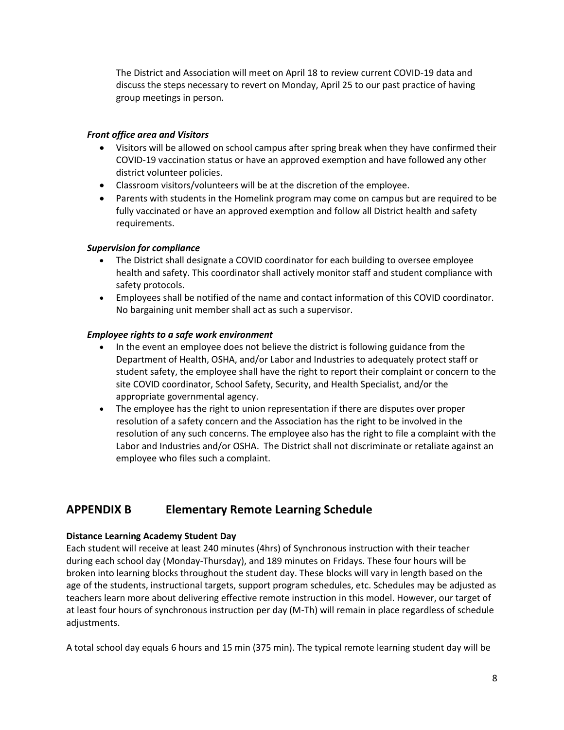The District and Association will meet on April 18 to review current COVID-19 data and discuss the steps necessary to revert on Monday, April 25 to our past practice of having group meetings in person.

***Front office area and Visitors***

- Visitors will be allowed on school campus after spring break when they have confirmed their COVID-19 vaccination status or have an approved exemption and have followed any other district volunteer policies.
- Classroom visitors/volunteers will be at the discretion of the employee.
- Parents with students in the Homelink program may come on campus but are required to be fully vaccinated or have an approved exemption and follow all District health and safety requirements.

***Supervision for compliance***

- The District shall designate a COVID coordinator for each building to oversee employee health and safety. This coordinator shall actively monitor staff and student compliance with safety protocols.
- Employees shall be notified of the name and contact information of this COVID coordinator. No bargaining unit member shall act as such a supervisor.

***Employee rights to a safe work environment***

- In the event an employee does not believe the district is following guidance from the Department of Health, OSHA, and/or Labor and Industries to adequately protect staff or student safety, the employee shall have the right to report their complaint or concern to the site COVID coordinator, School Safety, Security, and Health Specialist, and/or the appropriate governmental agency.
- The employee has the right to union representation if there are disputes over proper resolution of a safety concern and the Association has the right to be involved in the resolution of any such concerns. The employee also has the right to file a complaint with the Labor and Industries and/or OSHA. The District shall not discriminate or retaliate against an employee who files such a complaint.

## APPENDIX B Elementary Remote Learning Schedule

**Distance Learning Academy Student Day**

Each student will receive at least 240 minutes (4hrs) of Synchronous instruction with their teacher during each school day (Monday-Thursday), and 189 minutes on Fridays. These four hours will be broken into learning blocks throughout the student day. These blocks will vary in length based on the age of the students, instructional targets, support program schedules, etc. Schedules may be adjusted as teachers learn more about delivering effective remote instruction in this model. However, our target of at least four hours of synchronous instruction per day (M-Th) will remain in place regardless of schedule adjustments.

A total school day equals 6 hours and 15 min (375 min). The typical remote learning student day will be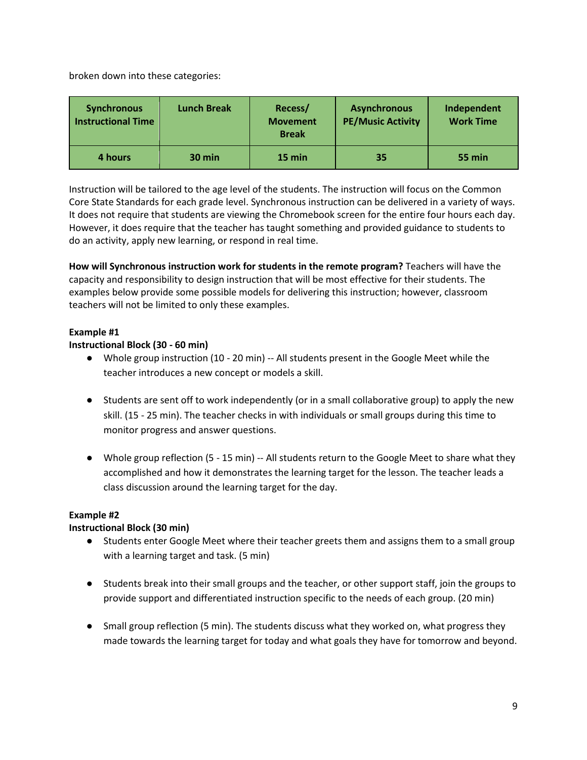broken down into these categories:

| Synchronous Instructional Time | Lunch Break | Recess/ Movement Break | Asynchronous PE/Music Activity | Independent Work Time |
|---|---|---|---|---|
| 4 hours | 30 min | 15 min | 35 | 55 min |

Instruction will be tailored to the age level of the students. The instruction will focus on the Common Core State Standards for each grade level. Synchronous instruction can be delivered in a variety of ways. It does not require that students are viewing the Chromebook screen for the entire four hours each day. However, it does require that the teacher has taught something and provided guidance to students to do an activity, apply new learning, or respond in real time.

**How will Synchronous instruction work for students in the remote program?** Teachers will have the capacity and responsibility to design instruction that will be most effective for their students. The examples below provide some possible models for delivering this instruction; however, classroom teachers will not be limited to only these examples.

**Example #1**
**Instructional Block (30 - 60 min)**

- Whole group instruction (10 - 20 min) -- All students present in the Google Meet while the teacher introduces a new concept or models a skill.
- Students are sent off to work independently (or in a small collaborative group) to apply the new skill. (15 - 25 min). The teacher checks in with individuals or small groups during this time to monitor progress and answer questions.
- Whole group reflection (5 - 15 min) -- All students return to the Google Meet to share what they accomplished and how it demonstrates the learning target for the lesson. The teacher leads a class discussion around the learning target for the day.

**Example #2**
**Instructional Block (30 min)**

- Students enter Google Meet where their teacher greets them and assigns them to a small group with a learning target and task. (5 min)
- Students break into their small groups and the teacher, or other support staff, join the groups to provide support and differentiated instruction specific to the needs of each group. (20 min)
- Small group reflection (5 min). The students discuss what they worked on, what progress they made towards the learning target for today and what goals they have for tomorrow and beyond.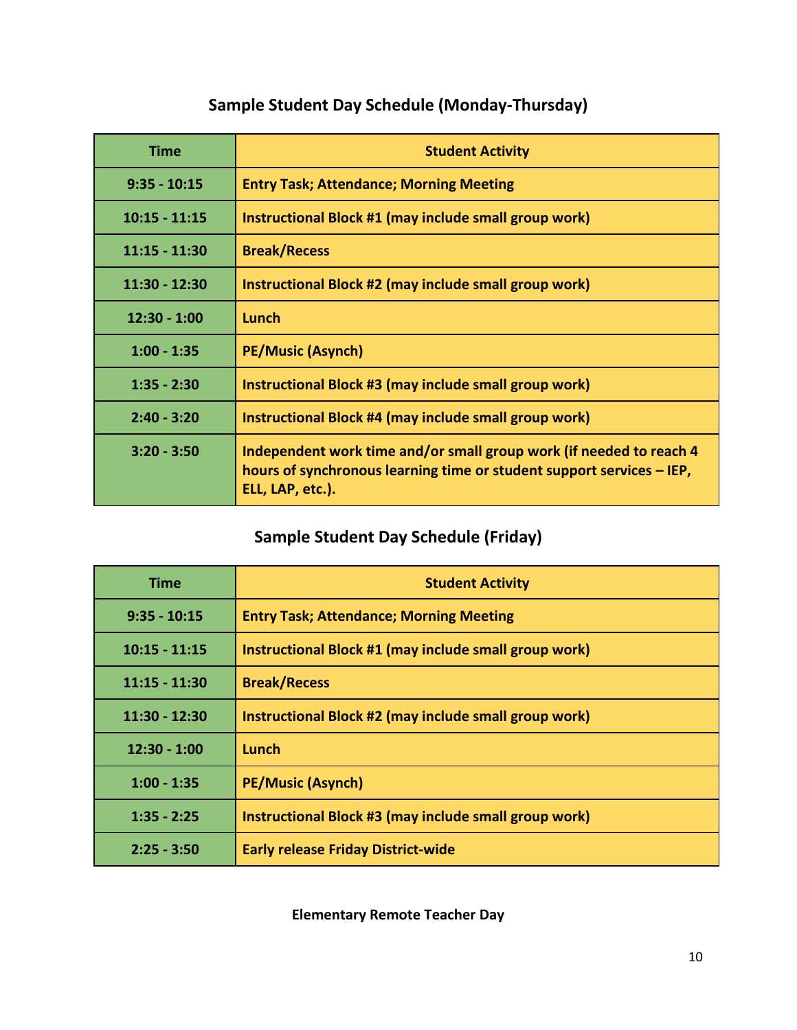## Sample Student Day Schedule (Monday-Thursday)

| Time | Student Activity |
|---|---|
| 9:35 - 10:15 | Entry Task; Attendance; Morning Meeting |
| 10:15 - 11:15 | Instructional Block #1 (may include small group work) |
| 11:15 - 11:30 | Break/Recess |
| 11:30 - 12:30 | Instructional Block #2 (may include small group work) |
| 12:30 - 1:00 | Lunch |
| 1:00 - 1:35 | PE/Music (Asynch) |
| 1:35 - 2:30 | Instructional Block #3 (may include small group work) |
| 2:40 - 3:20 | Instructional Block #4 (may include small group work) |
| 3:20 - 3:50 | Independent work time and/or small group work (if needed to reach 4 hours of synchronous learning time or student support services – IEP, ELL, LAP, etc.). |

## Sample Student Day Schedule (Friday)

| Time | Student Activity |
|---|---|
| 9:35 - 10:15 | Entry Task; Attendance; Morning Meeting |
| 10:15 - 11:15 | Instructional Block #1 (may include small group work) |
| 11:15 - 11:30 | Break/Recess |
| 11:30 - 12:30 | Instructional Block #2 (may include small group work) |
| 12:30 - 1:00 | Lunch |
| 1:00 - 1:35 | PE/Music (Asynch) |
| 1:35 - 2:25 | Instructional Block #3 (may include small group work) |
| 2:25 - 3:50 | Early release Friday District-wide |

**Elementary Remote Teacher Day**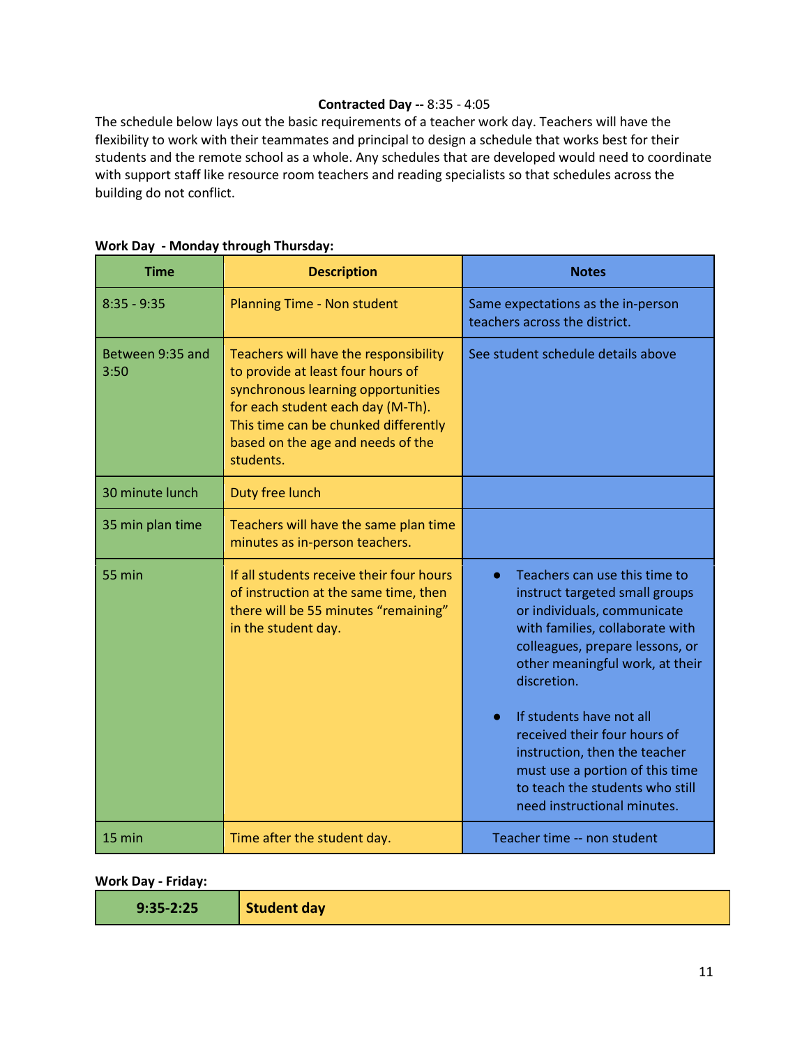**Contracted Day --** 8:35 - 4:05

The schedule below lays out the basic requirements of a teacher work day. Teachers will have the flexibility to work with their teammates and principal to design a schedule that works best for their students and the remote school as a whole. Any schedules that are developed would need to coordinate with support staff like resource room teachers and reading specialists so that schedules across the building do not conflict.

**Work Day - Monday through Thursday:**

| Time | Description | Notes |
|---|---|---|
| 8:35 - 9:35 | Planning Time - Non student | Same expectations as the in-person teachers across the district. |
| Between 9:35 and 3:50 | Teachers will have the responsibility to provide at least four hours of synchronous learning opportunities for each student each day (M-Th). This time can be chunked differently based on the age and needs of the students. | See student schedule details above |
| 30 minute lunch | Duty free lunch | |
| 35 min plan time | Teachers will have the same plan time minutes as in-person teachers. | |
| 55 min | If all students receive their four hours of instruction at the same time, then there will be 55 minutes "remaining" in the student day. | • Teachers can use this time to instruct targeted small groups or individuals, communicate with families, collaborate with colleagues, prepare lessons, or other meaningful work, at their discretion. <br><br> • If students have not all received their four hours of instruction, then the teacher must use a portion of this time to teach the students who still need instructional minutes. |
| 15 min | Time after the student day. | Teacher time -- non student |

**Work Day - Friday:**

| **9:35-2:25** | **Student day** |
|---|---|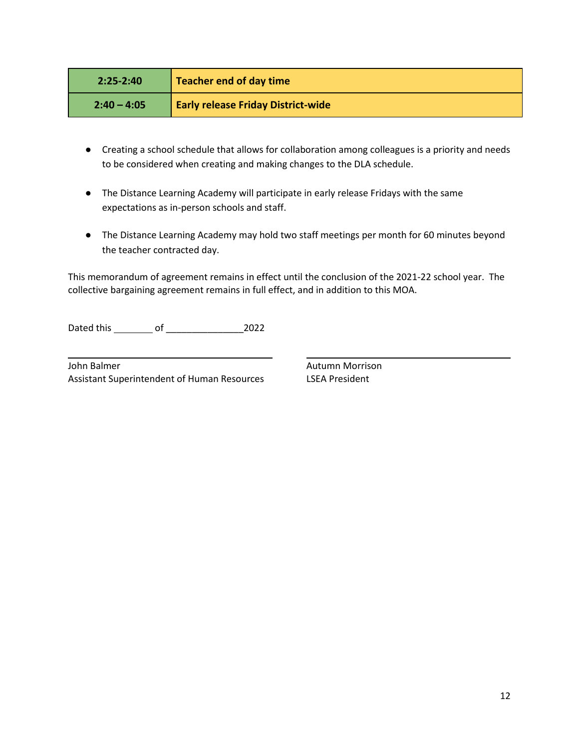| | |
|---|---|
| **2:25-2:40** | **Teacher end of day time** |
| **2:40 – 4:05** | **Early release Friday District-wide** |

- Creating a school schedule that allows for collaboration among colleagues is a priority and needs to be considered when creating and making changes to the DLA schedule.
- The Distance Learning Academy will participate in early release Fridays with the same expectations as in-person schools and staff.
- The Distance Learning Academy may hold two staff meetings per month for 60 minutes beyond the teacher contracted day.

This memorandum of agreement remains in effect until the conclusion of the 2021-22 school year. The collective bargaining agreement remains in full effect, and in addition to this MOA.

Dated this ________ of _______________2022

_______________________________________
John Balmer
Assistant Superintendent of Human Resources

_______________________________________
Autumn Morrison
LSEA President